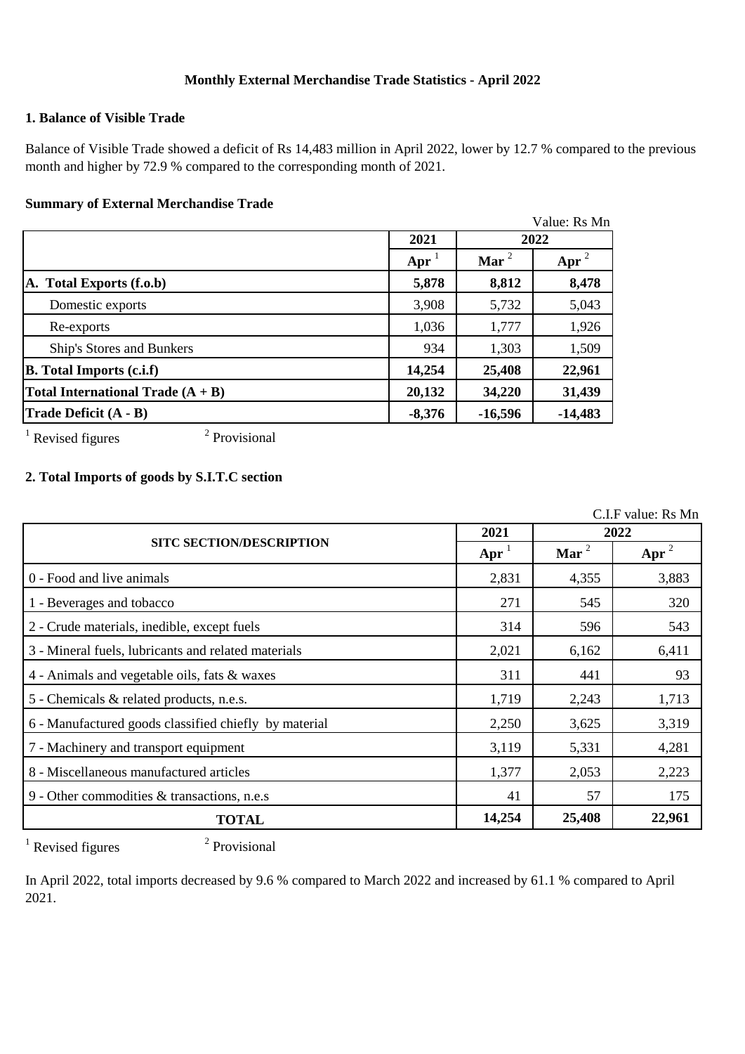# Monthly External Merchandise Trade Statistics - April 2022

## 1. Balance of Visible Trade

Balance of Visible Trade showed a deficit of Rs 14,483 million in April 2022, lower by 12.7 % compared to the previous month and higher by 72.9 % compared to the corresponding month of 2021.

### Summary of External Merchandise Trade

Value: Rs Mn

| | 2021 | 2022 | |
|---|---|---|---|
| | Apr [1] | Mar [2] | Apr [2] |
| **A. Total Exports (f.o.b)** | **5,878** | **8,812** | **8,478** |
| Domestic exports | 3,908 | 5,732 | 5,043 |
| Re-exports | 1,036 | 1,777 | 1,926 |
| Ship's Stores and Bunkers | 934 | 1,303 | 1,509 |
| **B. Total Imports (c.i.f)** | **14,254** | **25,408** | **22,961** |
| **Total International Trade (A + B)** | **20,132** | **34,220** | **31,439** |
| **Trade Deficit (A - B)** | **-8,376** | **-16,596** | **-14,483** |

[1] Revised figures [2] Provisional

## 2. Total Imports of goods by S.I.T.C section

C.I.F value: Rs Mn

| SITC SECTION/DESCRIPTION | 2021 | 2022 | |
|---|---|---|---|
| | Apr [1] | Mar [2] | Apr [2] |
| 0 - Food and live animals | 2,831 | 4,355 | 3,883 |
| 1 - Beverages and tobacco | 271 | 545 | 320 |
| 2 - Crude materials, inedible, except fuels | 314 | 596 | 543 |
| 3 - Mineral fuels, lubricants and related materials | 2,021 | 6,162 | 6,411 |
| 4 - Animals and vegetable oils, fats & waxes | 311 | 441 | 93 |
| 5 - Chemicals & related products, n.e.s. | 1,719 | 2,243 | 1,713 |
| 6 - Manufactured goods classified chiefly by material | 2,250 | 3,625 | 3,319 |
| 7 - Machinery and transport equipment | 3,119 | 5,331 | 4,281 |
| 8 - Miscellaneous manufactured articles | 1,377 | 2,053 | 2,223 |
| 9 - Other commodities & transactions, n.e.s | 41 | 57 | 175 |
| **TOTAL** | **14,254** | **25,408** | **22,961** |

[1] Revised figures [2] Provisional

In April 2022, total imports decreased by 9.6 % compared to March 2022 and increased by 61.1 % compared to April 2021.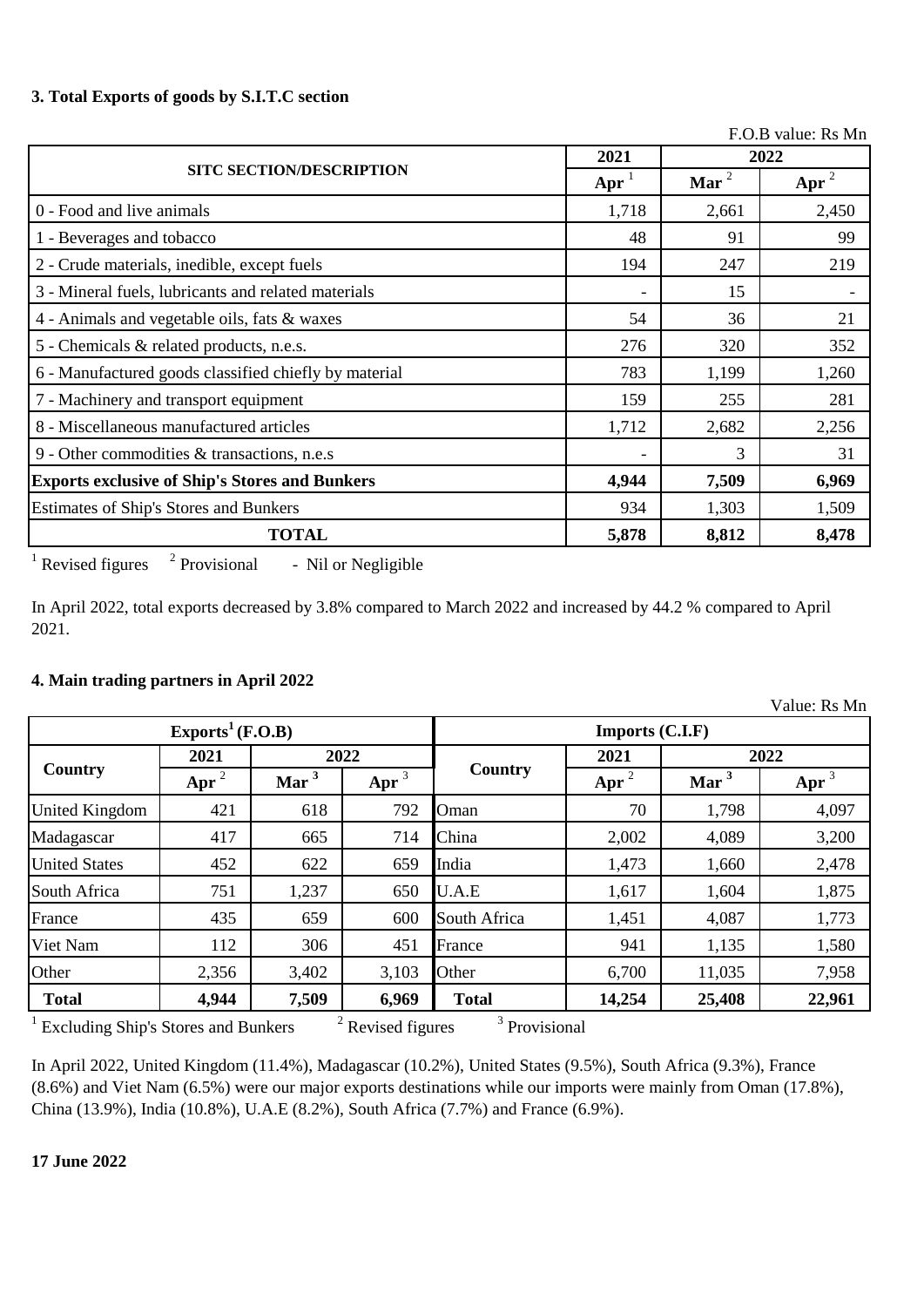### 3. Total Exports of goods by S.I.T.C section

F.O.B value: Rs Mn

| SITC SECTION/DESCRIPTION | 2021 | 2022 | |
|---|---|---|---|
| | Apr [1] | Mar [2] | Apr [2] |
| 0 - Food and live animals | 1,718 | 2,661 | 2,450 |
| 1 - Beverages and tobacco | 48 | 91 | 99 |
| 2 - Crude materials, inedible, except fuels | 194 | 247 | 219 |
| 3 - Mineral fuels, lubricants and related materials | - | 15 | - |
| 4 - Animals and vegetable oils, fats & waxes | 54 | 36 | 21 |
| 5 - Chemicals & related products, n.e.s. | 276 | 320 | 352 |
| 6 - Manufactured goods classified chiefly by material | 783 | 1,199 | 1,260 |
| 7 - Machinery and transport equipment | 159 | 255 | 281 |
| 8 - Miscellaneous manufactured articles | 1,712 | 2,682 | 2,256 |
| 9 - Other commodities & transactions, n.e.s | - | 3 | 31 |
| **Exports exclusive of Ship's Stores and Bunkers** | **4,944** | **7,509** | **6,969** |
| Estimates of Ship's Stores and Bunkers | 934 | 1,303 | 1,509 |
| **TOTAL** | **5,878** | **8,812** | **8,478** |

[1] Revised figures [2] Provisional - Nil or Negligible

In April 2022, total exports decreased by 3.8% compared to March 2022 and increased by 44.2 % compared to April 2021.

### 4. Main trading partners in April 2022

Value: Rs Mn

| Exports[1] (F.O.B) | | | | Imports (C.I.F) | | | |
|---|---|---|---|---|---|---|---|
| Country | 2021 | 2022 | | Country | 2021 | 2022 | |
| | Apr [2] | Mar [3] | Apr [3] | | Apr [2] | Mar [3] | Apr [3] |
| United Kingdom | 421 | 618 | 792 | Oman | 70 | 1,798 | 4,097 |
| Madagascar | 417 | 665 | 714 | China | 2,002 | 4,089 | 3,200 |
| United States | 452 | 622 | 659 | India | 1,473 | 1,660 | 2,478 |
| South Africa | 751 | 1,237 | 650 | U.A.E | 1,617 | 1,604 | 1,875 |
| France | 435 | 659 | 600 | South Africa | 1,451 | 4,087 | 1,773 |
| Viet Nam | 112 | 306 | 451 | France | 941 | 1,135 | 1,580 |
| Other | 2,356 | 3,402 | 3,103 | Other | 6,700 | 11,035 | 7,958 |
| **Total** | **4,944** | **7,509** | **6,969** | **Total** | **14,254** | **25,408** | **22,961** |

[1] Excluding Ship's Stores and Bunkers [2] Revised figures [3] Provisional

In April 2022, United Kingdom (11.4%), Madagascar (10.2%), United States (9.5%), South Africa (9.3%), France (8.6%) and Viet Nam (6.5%) were our major exports destinations while our imports were mainly from Oman (17.8%), China (13.9%), India (10.8%), U.A.E (8.2%), South Africa (7.7%) and France (6.9%).

**17 June 2022**